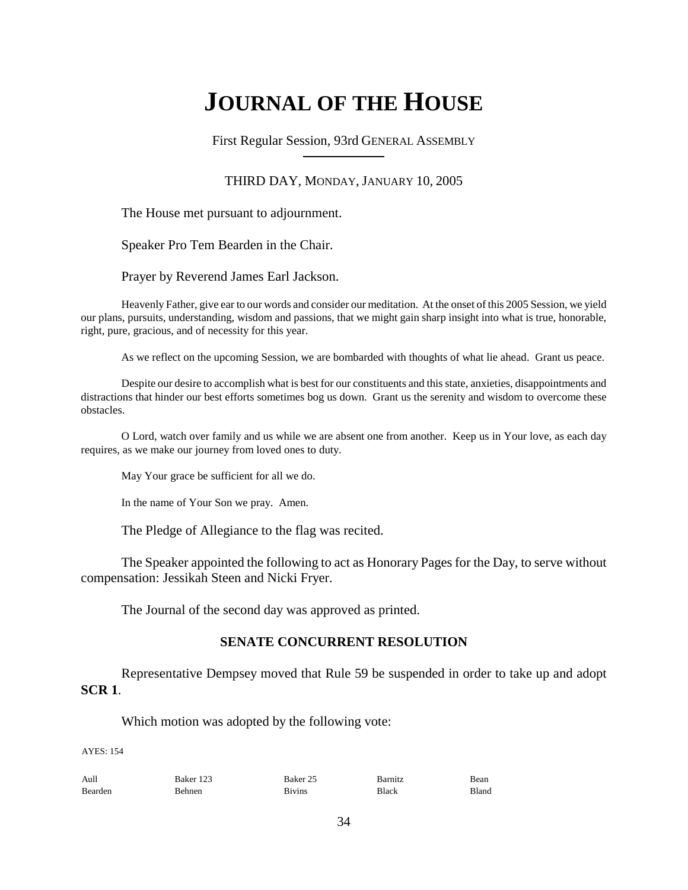# JOURNAL OF THE HOUSE

First Regular Session, 93rd GENERAL ASSEMBLY

THIRD DAY, MONDAY, JANUARY 10, 2005

The House met pursuant to adjournment.

Speaker Pro Tem Bearden in the Chair.

Prayer by Reverend James Earl Jackson.

Heavenly Father, give ear to our words and consider our meditation. At the onset of this 2005 Session, we yield our plans, pursuits, understanding, wisdom and passions, that we might gain sharp insight into what is true, honorable, right, pure, gracious, and of necessity for this year.

As we reflect on the upcoming Session, we are bombarded with thoughts of what lie ahead. Grant us peace.

Despite our desire to accomplish what is best for our constituents and this state, anxieties, disappointments and distractions that hinder our best efforts sometimes bog us down. Grant us the serenity and wisdom to overcome these obstacles.

O Lord, watch over family and us while we are absent one from another. Keep us in Your love, as each day requires, as we make our journey from loved ones to duty.

May Your grace be sufficient for all we do.

In the name of Your Son we pray. Amen.

The Pledge of Allegiance to the flag was recited.

The Speaker appointed the following to act as Honorary Pages for the Day, to serve without compensation: Jessikah Steen and Nicki Fryer.

The Journal of the second day was approved as printed.

### SENATE CONCURRENT RESOLUTION

Representative Dempsey moved that Rule 59 be suspended in order to take up and adopt **SCR 1**.

Which motion was adopted by the following vote:

AYES: 154

| | | | | |
|---|---|---|---|---|
| Aull | Baker 123 | Baker 25 | Barnitz | Bean |
| Bearden | Behnen | Bivins | Black | Bland |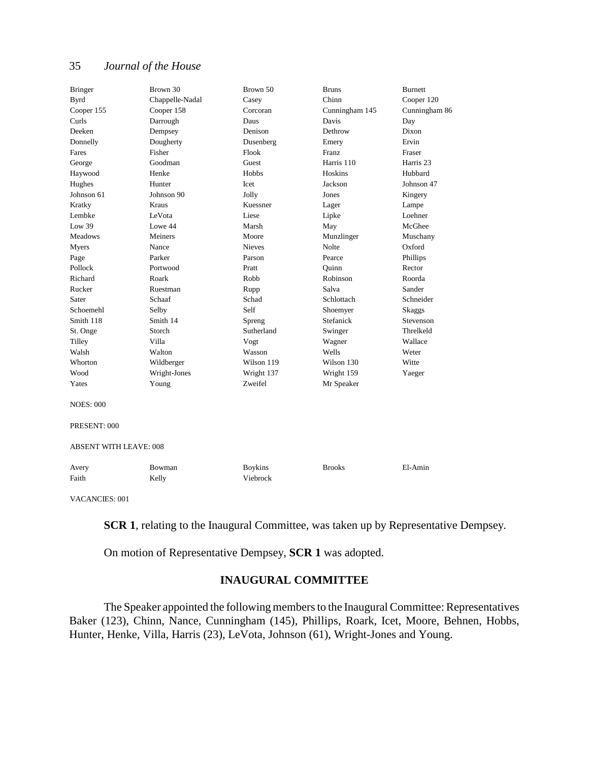| | | | | |
|---|---|---|---|---|
| Bringer | Brown 30 | Brown 50 | Bruns | Burnett |
| Byrd | Chappelle-Nadal | Casey | Chinn | Cooper 120 |
| Cooper 155 | Cooper 158 | Corcoran | Cunningham 145 | Cunningham 86 |
| Curls | Darrough | Daus | Davis | Day |
| Deeken | Dempsey | Denison | Dethrow | Dixon |
| Donnelly | Dougherty | Dusenberg | Emery | Ervin |
| Fares | Fisher | Flook | Franz | Fraser |
| George | Goodman | Guest | Harris 110 | Harris 23 |
| Haywood | Henke | Hobbs | Hoskins | Hubbard |
| Hughes | Hunter | Icet | Jackson | Johnson 47 |
| Johnson 61 | Johnson 90 | Jolly | Jones | Kingery |
| Kratky | Kraus | Kuessner | Lager | Lampe |
| Lembke | LeVota | Liese | Lipke | Loehner |
| Low 39 | Lowe 44 | Marsh | May | McGhee |
| Meadows | Meiners | Moore | Munzlinger | Muschany |
| Myers | Nance | Nieves | Nolte | Oxford |
| Page | Parker | Parson | Pearce | Phillips |
| Pollock | Portwood | Pratt | Quinn | Rector |
| Richard | Roark | Robb | Robinson | Roorda |
| Rucker | Ruestman | Rupp | Salva | Sander |
| Sater | Schaaf | Schad | Schlottach | Schneider |
| Schoemehl | Selby | Self | Shoemyer | Skaggs |
| Smith 118 | Smith 14 | Spreng | Stefanick | Stevenson |
| St. Onge | Storch | Sutherland | Swinger | Threlkeld |
| Tilley | Villa | Vogt | Wagner | Wallace |
| Walsh | Walton | Wasson | Wells | Weter |
| Whorton | Wildberger | Wilson 119 | Wilson 130 | Witte |
| Wood | Wright-Jones | Wright 137 | Wright 159 | Yaeger |
| Yates | Young | Zweifel | Mr Speaker | |

NOES: 000

PRESENT: 000

ABSENT WITH LEAVE: 008

| | | | | |
|---|---|---|---|---|
| Avery | Bowman | Boykins | Brooks | El-Amin |
| Faith | Kelly | Viebrock | | |

VACANCIES: 001

**SCR 1**, relating to the Inaugural Committee, was taken up by Representative Dempsey.

On motion of Representative Dempsey, **SCR 1** was adopted.

## INAUGURAL COMMITTEE

The Speaker appointed the following members to the Inaugural Committee: Representatives Baker (123), Chinn, Nance, Cunningham (145), Phillips, Roark, Icet, Moore, Behnen, Hobbs, Hunter, Henke, Villa, Harris (23), LeVota, Johnson (61), Wright-Jones and Young.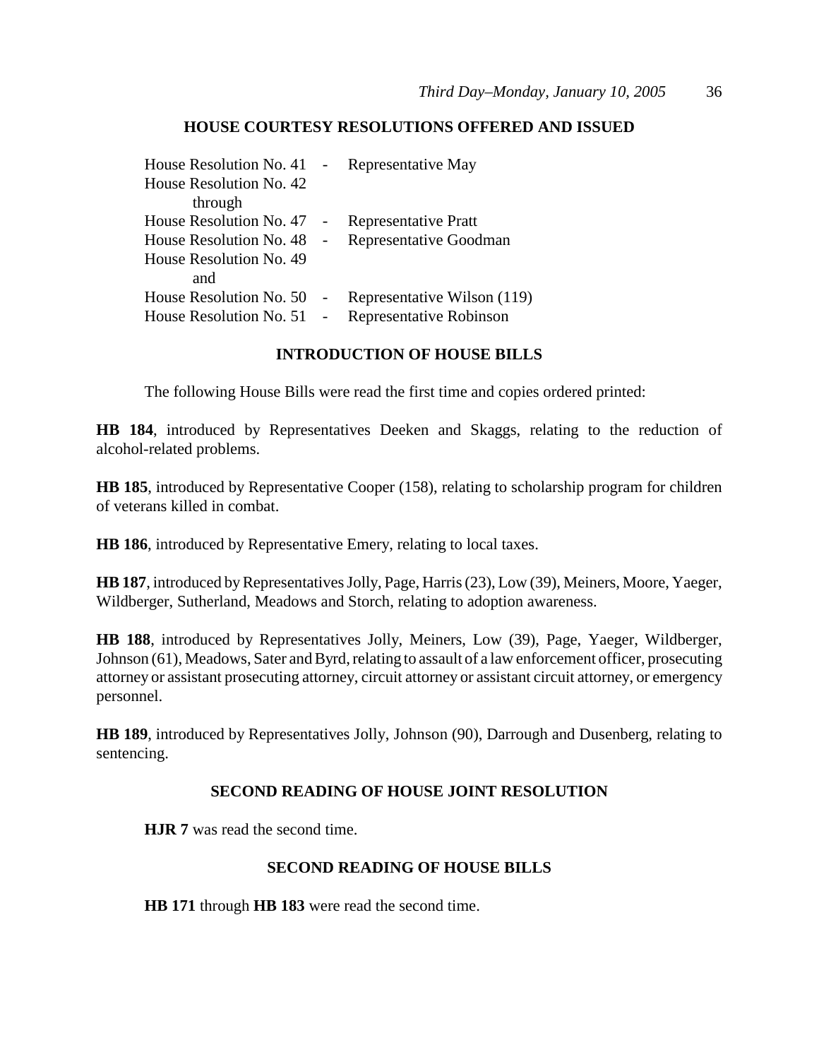## HOUSE COURTESY RESOLUTIONS OFFERED AND ISSUED

House Resolution No. 41 - Representative May
House Resolution No. 42
through
House Resolution No. 47 - Representative Pratt
House Resolution No. 48 - Representative Goodman
House Resolution No. 49
and
House Resolution No. 50 - Representative Wilson (119)
House Resolution No. 51 - Representative Robinson

## INTRODUCTION OF HOUSE BILLS

The following House Bills were read the first time and copies ordered printed:

**HB 184**, introduced by Representatives Deeken and Skaggs, relating to the reduction of alcohol-related problems.

**HB 185**, introduced by Representative Cooper (158), relating to scholarship program for children of veterans killed in combat.

**HB 186**, introduced by Representative Emery, relating to local taxes.

**HB 187**, introduced by Representatives Jolly, Page, Harris (23), Low (39), Meiners, Moore, Yaeger, Wildberger, Sutherland, Meadows and Storch, relating to adoption awareness.

**HB 188**, introduced by Representatives Jolly, Meiners, Low (39), Page, Yaeger, Wildberger, Johnson (61), Meadows, Sater and Byrd, relating to assault of a law enforcement officer, prosecuting attorney or assistant prosecuting attorney, circuit attorney or assistant circuit attorney, or emergency personnel.

**HB 189**, introduced by Representatives Jolly, Johnson (90), Darrough and Dusenberg, relating to sentencing.

## SECOND READING OF HOUSE JOINT RESOLUTION

**HJR 7** was read the second time.

## SECOND READING OF HOUSE BILLS

**HB 171** through **HB 183** were read the second time.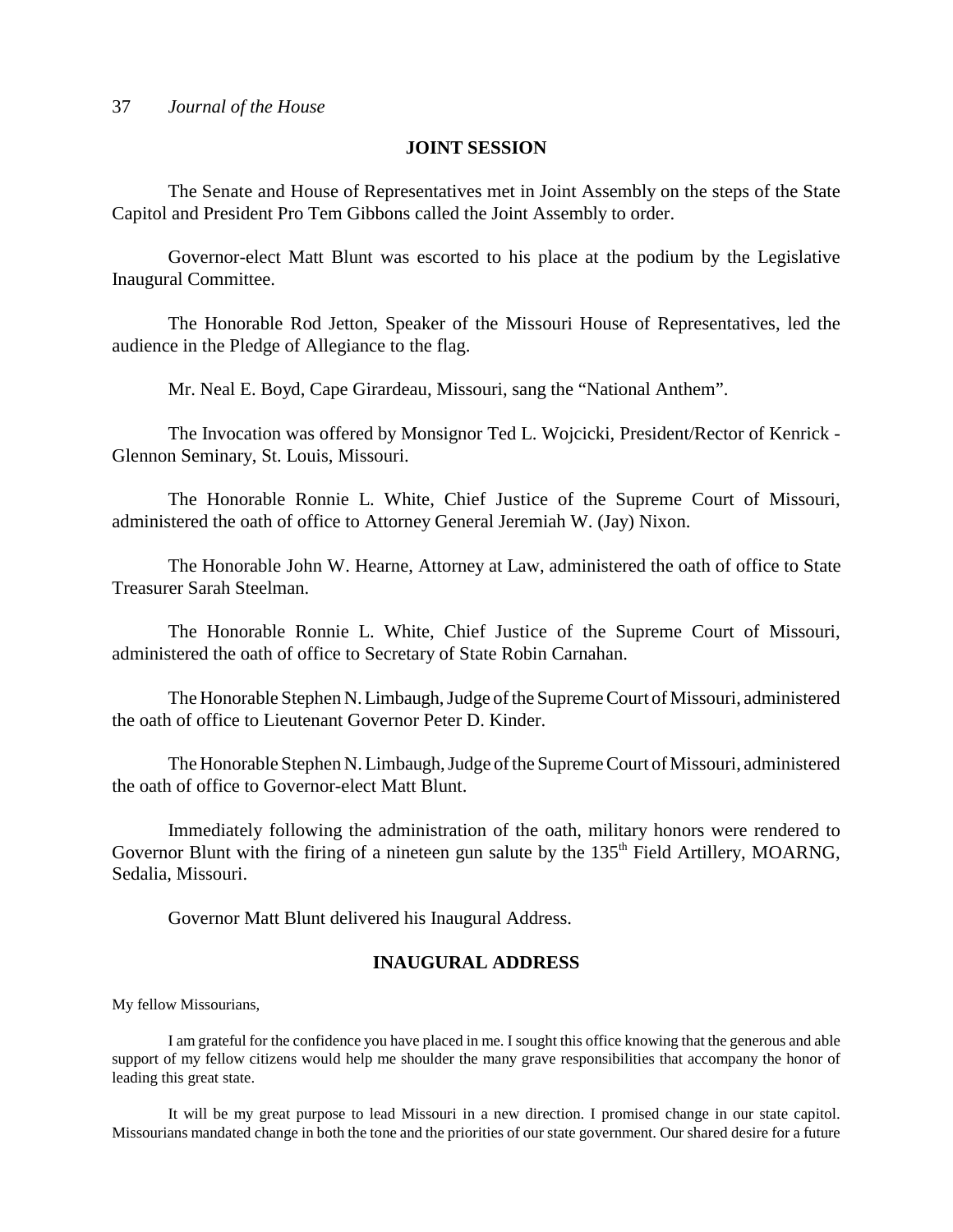## JOINT SESSION

The Senate and House of Representatives met in Joint Assembly on the steps of the State Capitol and President Pro Tem Gibbons called the Joint Assembly to order.

Governor-elect Matt Blunt was escorted to his place at the podium by the Legislative Inaugural Committee.

The Honorable Rod Jetton, Speaker of the Missouri House of Representatives, led the audience in the Pledge of Allegiance to the flag.

Mr. Neal E. Boyd, Cape Girardeau, Missouri, sang the "National Anthem".

The Invocation was offered by Monsignor Ted L. Wojcicki, President/Rector of Kenrick - Glennon Seminary, St. Louis, Missouri.

The Honorable Ronnie L. White, Chief Justice of the Supreme Court of Missouri, administered the oath of office to Attorney General Jeremiah W. (Jay) Nixon.

The Honorable John W. Hearne, Attorney at Law, administered the oath of office to State Treasurer Sarah Steelman.

The Honorable Ronnie L. White, Chief Justice of the Supreme Court of Missouri, administered the oath of office to Secretary of State Robin Carnahan.

The Honorable Stephen N. Limbaugh, Judge of the Supreme Court of Missouri, administered the oath of office to Lieutenant Governor Peter D. Kinder.

The Honorable Stephen N. Limbaugh, Judge of the Supreme Court of Missouri, administered the oath of office to Governor-elect Matt Blunt.

Immediately following the administration of the oath, military honors were rendered to Governor Blunt with the firing of a nineteen gun salute by the 135th Field Artillery, MOARNG, Sedalia, Missouri.

Governor Matt Blunt delivered his Inaugural Address.

## INAUGURAL ADDRESS

My fellow Missourians,

I am grateful for the confidence you have placed in me. I sought this office knowing that the generous and able support of my fellow citizens would help me shoulder the many grave responsibilities that accompany the honor of leading this great state.

It will be my great purpose to lead Missouri in a new direction. I promised change in our state capitol. Missourians mandated change in both the tone and the priorities of our state government. Our shared desire for a future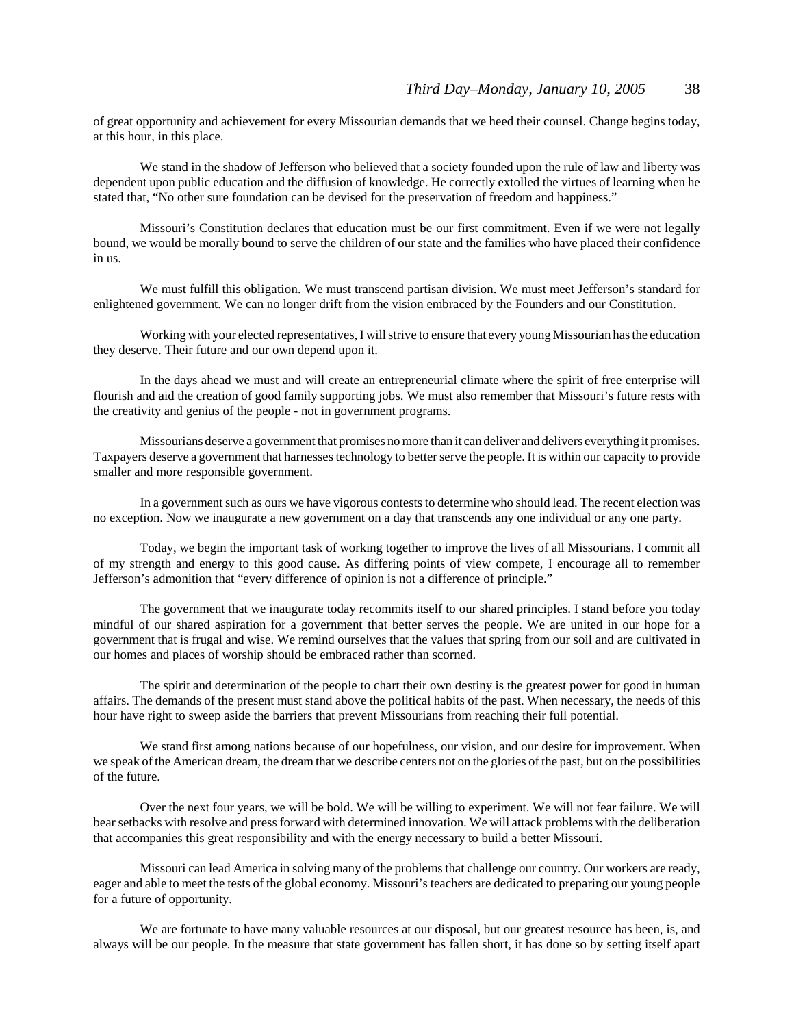of great opportunity and achievement for every Missourian demands that we heed their counsel. Change begins today, at this hour, in this place.

We stand in the shadow of Jefferson who believed that a society founded upon the rule of law and liberty was dependent upon public education and the diffusion of knowledge. He correctly extolled the virtues of learning when he stated that, "No other sure foundation can be devised for the preservation of freedom and happiness."

Missouri's Constitution declares that education must be our first commitment. Even if we were not legally bound, we would be morally bound to serve the children of our state and the families who have placed their confidence in us.

We must fulfill this obligation. We must transcend partisan division. We must meet Jefferson's standard for enlightened government. We can no longer drift from the vision embraced by the Founders and our Constitution.

Working with your elected representatives, I will strive to ensure that every young Missourian has the education they deserve. Their future and our own depend upon it.

In the days ahead we must and will create an entrepreneurial climate where the spirit of free enterprise will flourish and aid the creation of good family supporting jobs. We must also remember that Missouri's future rests with the creativity and genius of the people - not in government programs.

Missourians deserve a government that promises no more than it can deliver and delivers everything it promises. Taxpayers deserve a government that harnesses technology to better serve the people. It is within our capacity to provide smaller and more responsible government.

In a government such as ours we have vigorous contests to determine who should lead. The recent election was no exception. Now we inaugurate a new government on a day that transcends any one individual or any one party.

Today, we begin the important task of working together to improve the lives of all Missourians. I commit all of my strength and energy to this good cause. As differing points of view compete, I encourage all to remember Jefferson's admonition that "every difference of opinion is not a difference of principle."

The government that we inaugurate today recommits itself to our shared principles. I stand before you today mindful of our shared aspiration for a government that better serves the people. We are united in our hope for a government that is frugal and wise. We remind ourselves that the values that spring from our soil and are cultivated in our homes and places of worship should be embraced rather than scorned.

The spirit and determination of the people to chart their own destiny is the greatest power for good in human affairs. The demands of the present must stand above the political habits of the past. When necessary, the needs of this hour have right to sweep aside the barriers that prevent Missourians from reaching their full potential.

We stand first among nations because of our hopefulness, our vision, and our desire for improvement. When we speak of the American dream, the dream that we describe centers not on the glories of the past, but on the possibilities of the future.

Over the next four years, we will be bold. We will be willing to experiment. We will not fear failure. We will bear setbacks with resolve and press forward with determined innovation. We will attack problems with the deliberation that accompanies this great responsibility and with the energy necessary to build a better Missouri.

Missouri can lead America in solving many of the problems that challenge our country. Our workers are ready, eager and able to meet the tests of the global economy. Missouri's teachers are dedicated to preparing our young people for a future of opportunity.

We are fortunate to have many valuable resources at our disposal, but our greatest resource has been, is, and always will be our people. In the measure that state government has fallen short, it has done so by setting itself apart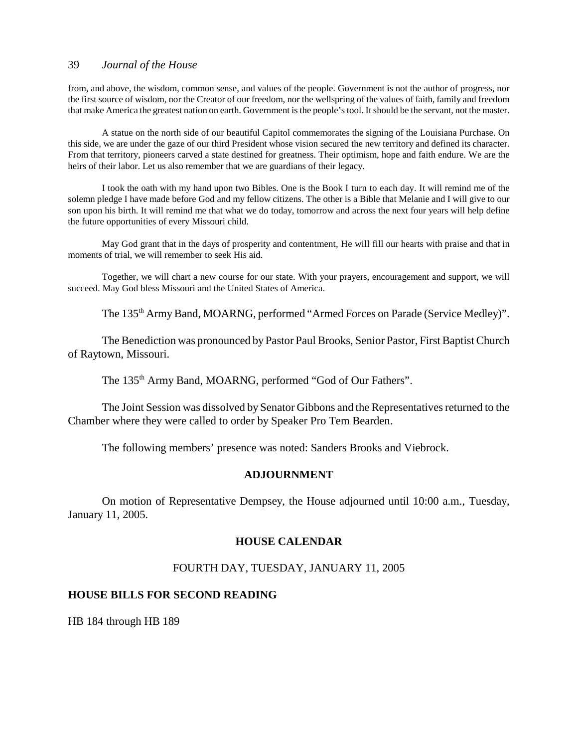from, and above, the wisdom, common sense, and values of the people. Government is not the author of progress, nor the first source of wisdom, nor the Creator of our freedom, nor the wellspring of the values of faith, family and freedom that make America the greatest nation on earth. Government is the people's tool. It should be the servant, not the master.

A statue on the north side of our beautiful Capitol commemorates the signing of the Louisiana Purchase. On this side, we are under the gaze of our third President whose vision secured the new territory and defined its character. From that territory, pioneers carved a state destined for greatness. Their optimism, hope and faith endure. We are the heirs of their labor. Let us also remember that we are guardians of their legacy.

I took the oath with my hand upon two Bibles. One is the Book I turn to each day. It will remind me of the solemn pledge I have made before God and my fellow citizens. The other is a Bible that Melanie and I will give to our son upon his birth. It will remind me that what we do today, tomorrow and across the next four years will help define the future opportunities of every Missouri child.

May God grant that in the days of prosperity and contentment, He will fill our hearts with praise and that in moments of trial, we will remember to seek His aid.

Together, we will chart a new course for our state. With your prayers, encouragement and support, we will succeed. May God bless Missouri and the United States of America.

The 135th Army Band, MOARNG, performed "Armed Forces on Parade (Service Medley)".

The Benediction was pronounced by Pastor Paul Brooks, Senior Pastor, First Baptist Church of Raytown, Missouri.

The 135th Army Band, MOARNG, performed "God of Our Fathers".

The Joint Session was dissolved by Senator Gibbons and the Representatives returned to the Chamber where they were called to order by Speaker Pro Tem Bearden.

The following members' presence was noted: Sanders Brooks and Viebrock.

## ADJOURNMENT

On motion of Representative Dempsey, the House adjourned until 10:00 a.m., Tuesday, January 11, 2005.

## HOUSE CALENDAR

FOURTH DAY, TUESDAY, JANUARY 11, 2005

### HOUSE BILLS FOR SECOND READING

HB 184 through HB 189